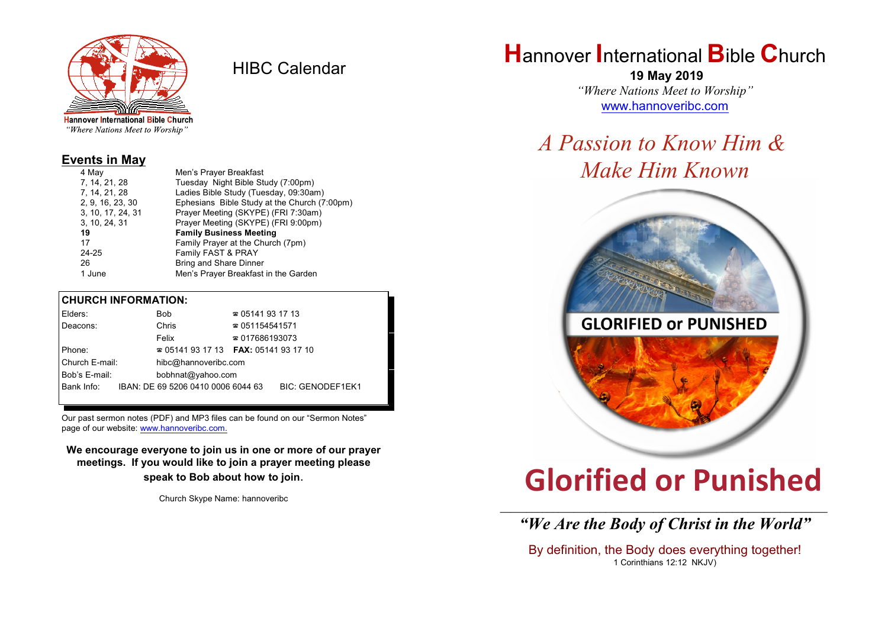Hannover International Bible Church
*"Where Nations Meet to Worship"*

# HIBC Calendar

## Events in May

| | |
|---|---|
| 4 May | Men's Prayer Breakfast |
| 7, 14, 21, 28 | Tuesday Night Bible Study (7:00pm) |
| 7, 14, 21, 28 | Ladies Bible Study (Tuesday, 09:30am) |
| 2, 9, 16, 23, 30 | Ephesians Bible Study at the Church (7:00pm) |
| 3, 10, 17, 24, 31 | Prayer Meeting (SKYPE) (FRI 7:30am) |
| 3, 10, 24, 31 | Prayer Meeting (SKYPE) (FRI 9:00pm) |
| **19** | **Family Business Meeting** |
| 17 | Family Prayer at the Church (7pm) |
| 24-25 | Family FAST & PRAY |
| 26 | Bring and Share Dinner |
| 1 June | Men's Prayer Breakfast in the Garden |

## CHURCH INFORMATION:

| | | |
|---|---|---|
| Elders: | Bob | ☎ 05141 93 17 13 |
| Deacons: | Chris | ☎ 051154541571 |
| | Felix | ☎ 017686193073 |
| Phone: | ☎ 05141 93 17 13 | **FAX:** 05141 93 17 10 |
| Church E-mail: | hibc@hannoveribc.com | |
| Bob's E-mail: | bobhnat@yahoo.com | |
| Bank Info: | IBAN: DE 69 5206 0410 0006 6044 63 | BIC: GENODEF1EK1 |

Our past sermon notes (PDF) and MP3 files can be found on our "Sermon Notes" page of our website: www.hannoveribc.com.

**We encourage everyone to join us in one or more of our prayer meetings. If you would like to join a prayer meeting please speak to Bob about how to join.**

Church Skype Name: hannoveribc

# Hannover International Bible Church

**19 May 2019**

*"Where Nations Meet to Worship"*

www.hannoveribc.com

## *A Passion to Know Him & Make Him Known*

GLORIFIED or PUNISHED

# Glorified or Punished

---

***"We Are the Body of Christ in the World"***

By definition, the Body does everything together!

1 Corinthians 12:12 NKJV)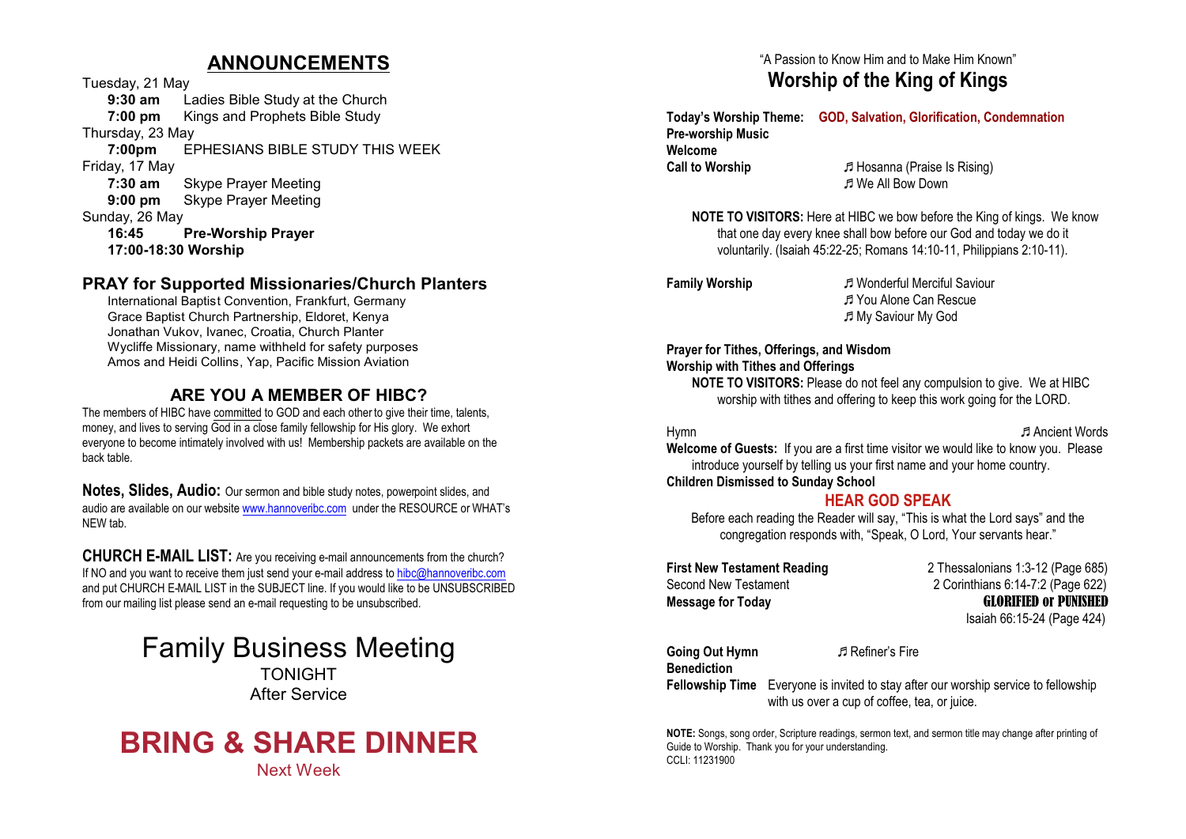## ANNOUNCEMENTS

Tuesday, 21 May
- **9:30 am** Ladies Bible Study at the Church
- **7:00 pm** Kings and Prophets Bible Study

Thursday, 23 May
- **7:00pm** EPHESIANS BIBLE STUDY THIS WEEK

Friday, 17 May
- **7:30 am** Skype Prayer Meeting
- **9:00 pm** Skype Prayer Meeting

Sunday, 26 May
- **16:45 Pre-Worship Prayer**
- **17:00-18:30 Worship**

### PRAY for Supported Missionaries/Church Planters

International Baptist Convention, Frankfurt, Germany
Grace Baptist Church Partnership, Eldoret, Kenya
Jonathan Vukov, Ivanec, Croatia, Church Planter
Wycliffe Missionary, name withheld for safety purposes
Amos and Heidi Collins, Yap, Pacific Mission Aviation

### ARE YOU A MEMBER OF HIBC?

The members of HIBC have committed to GOD and each other to give their time, talents, money, and lives to serving God in a close family fellowship for His glory. We exhort everyone to become intimately involved with us! Membership packets are available on the back table.

**Notes, Slides, Audio:** Our sermon and bible study notes, powerpoint slides, and audio are available on our website www.hannoveribc.com under the RESOURCE or WHAT's NEW tab.

**CHURCH E-MAIL LIST:** Are you receiving e-mail announcements from the church? If NO and you want to receive them just send your e-mail address to hibc@hannoveribc.com and put CHURCH E-MAIL LIST in the SUBJECT line. If you would like to be UNSUBSCRIBED from our mailing list please send an e-mail requesting to be unsubscribed.

# Family Business Meeting

TONIGHT
After Service

# BRING & SHARE DINNER

Next Week

"A Passion to Know Him and to Make Him Known"

## Worship of the King of Kings

**Today's Worship Theme:** **GOD, Salvation, Glorification, Condemnation**

**Pre-worship Music**

**Welcome**

**Call to Worship** ♬ Hosanna (Praise Is Rising)
♬ We All Bow Down

**NOTE TO VISITORS:** Here at HIBC we bow before the King of kings. We know that one day every knee shall bow before our God and today we do it voluntarily. (Isaiah 45:22-25; Romans 14:10-11, Philippians 2:10-11).

**Family Worship** ♬ Wonderful Merciful Saviour
♬ You Alone Can Rescue
♬ My Saviour My God

**Prayer for Tithes, Offerings, and Wisdom**

**Worship with Tithes and Offerings**

**NOTE TO VISITORS:** Please do not feel any compulsion to give. We at HIBC worship with tithes and offering to keep this work going for the LORD.

Hymn ♬ Ancient Words

**Welcome of Guests:** If you are a first time visitor we would like to know you. Please introduce yourself by telling us your first name and your home country.

**Children Dismissed to Sunday School**

### HEAR GOD SPEAK

Before each reading the Reader will say, "This is what the Lord says" and the congregation responds with, "Speak, O Lord, Your servants hear."

**First New Testament Reading** 2 Thessalonians 1:3-12 (Page 685)
Second New Testament 2 Corinthians 6:14-7:2 (Page 622)
**Message for Today** **GLORIFIED or PUNISHED**
Isaiah 66:15-24 (Page 424)

**Going Out Hymn** ♬ Refiner's Fire

**Benediction**

**Fellowship Time** Everyone is invited to stay after our worship service to fellowship with us over a cup of coffee, tea, or juice.

**NOTE:** Songs, song order, Scripture readings, sermon text, and sermon title may change after printing of Guide to Worship. Thank you for your understanding.
CCLI: 11231900